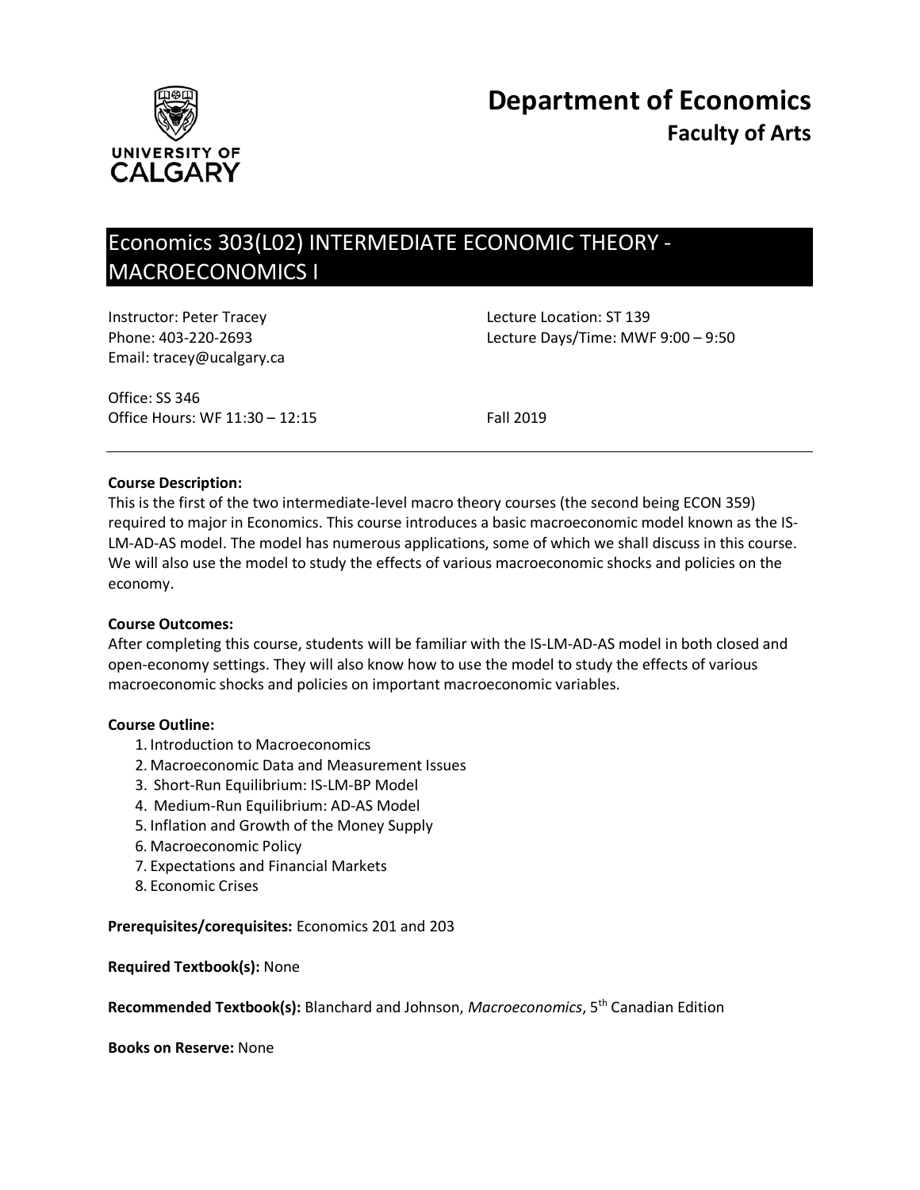# Department of Economics

## Faculty of Arts

## Economics 303(L02) INTERMEDIATE ECONOMIC THEORY - MACROECONOMICS I

Instructor: Peter Tracey
Phone: 403-220-2693
Email: tracey@ucalgary.ca

Lecture Location: ST 139
Lecture Days/Time: MWF 9:00 – 9:50

Office: SS 346
Office Hours: WF 11:30 – 12:15

Fall 2019

---

**Course Description:**
This is the first of the two intermediate-level macro theory courses (the second being ECON 359) required to major in Economics. This course introduces a basic macroeconomic model known as the IS-LM-AD-AS model. The model has numerous applications, some of which we shall discuss in this course. We will also use the model to study the effects of various macroeconomic shocks and policies on the economy.

**Course Outcomes:**
After completing this course, students will be familiar with the IS-LM-AD-AS model in both closed and open-economy settings. They will also know how to use the model to study the effects of various macroeconomic shocks and policies on important macroeconomic variables.

**Course Outline:**

1. Introduction to Macroeconomics
2. Macroeconomic Data and Measurement Issues
3. Short-Run Equilibrium: IS-LM-BP Model
4. Medium-Run Equilibrium: AD-AS Model
5. Inflation and Growth of the Money Supply
6. Macroeconomic Policy
7. Expectations and Financial Markets
8. Economic Crises

**Prerequisites/corequisites:** Economics 201 and 203

**Required Textbook(s):** None

**Recommended Textbook(s):** Blanchard and Johnson, *Macroeconomics*, 5th Canadian Edition

**Books on Reserve:** None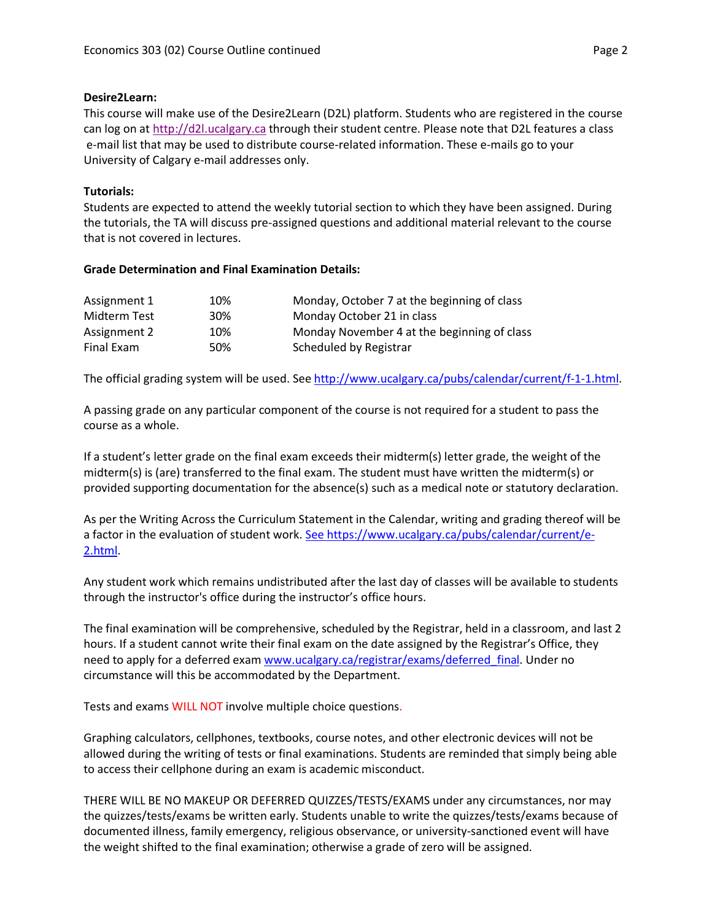**Desire2Learn:**
This course will make use of the Desire2Learn (D2L) platform. Students who are registered in the course can log on at http://d2l.ucalgary.ca through their student centre. Please note that D2L features a class e-mail list that may be used to distribute course-related information. These e-mails go to your University of Calgary e-mail addresses only.

**Tutorials:**
Students are expected to attend the weekly tutorial section to which they have been assigned. During the tutorials, the TA will discuss pre-assigned questions and additional material relevant to the course that is not covered in lectures.

**Grade Determination and Final Examination Details:**

| | | |
|---|---|---|
| Assignment 1 | 10% | Monday, October 7 at the beginning of class |
| Midterm Test | 30% | Monday October 21 in class |
| Assignment 2 | 10% | Monday November 4 at the beginning of class |
| Final Exam | 50% | Scheduled by Registrar |

The official grading system will be used. See http://www.ucalgary.ca/pubs/calendar/current/f-1-1.html.

A passing grade on any particular component of the course is not required for a student to pass the course as a whole.

If a student's letter grade on the final exam exceeds their midterm(s) letter grade, the weight of the midterm(s) is (are) transferred to the final exam. The student must have written the midterm(s) or provided supporting documentation for the absence(s) such as a medical note or statutory declaration.

As per the Writing Across the Curriculum Statement in the Calendar, writing and grading thereof will be a factor in the evaluation of student work. See https://www.ucalgary.ca/pubs/calendar/current/e-2.html.

Any student work which remains undistributed after the last day of classes will be available to students through the instructor's office during the instructor's office hours.

The final examination will be comprehensive, scheduled by the Registrar, held in a classroom, and last 2 hours. If a student cannot write their final exam on the date assigned by the Registrar's Office, they need to apply for a deferred exam www.ucalgary.ca/registrar/exams/deferred_final. Under no circumstance will this be accommodated by the Department.

Tests and exams WILL NOT involve multiple choice questions.

Graphing calculators, cellphones, textbooks, course notes, and other electronic devices will not be allowed during the writing of tests or final examinations. Students are reminded that simply being able to access their cellphone during an exam is academic misconduct.

THERE WILL BE NO MAKEUP OR DEFERRED QUIZZES/TESTS/EXAMS under any circumstances, nor may the quizzes/tests/exams be written early. Students unable to write the quizzes/tests/exams because of documented illness, family emergency, religious observance, or university-sanctioned event will have the weight shifted to the final examination; otherwise a grade of zero will be assigned.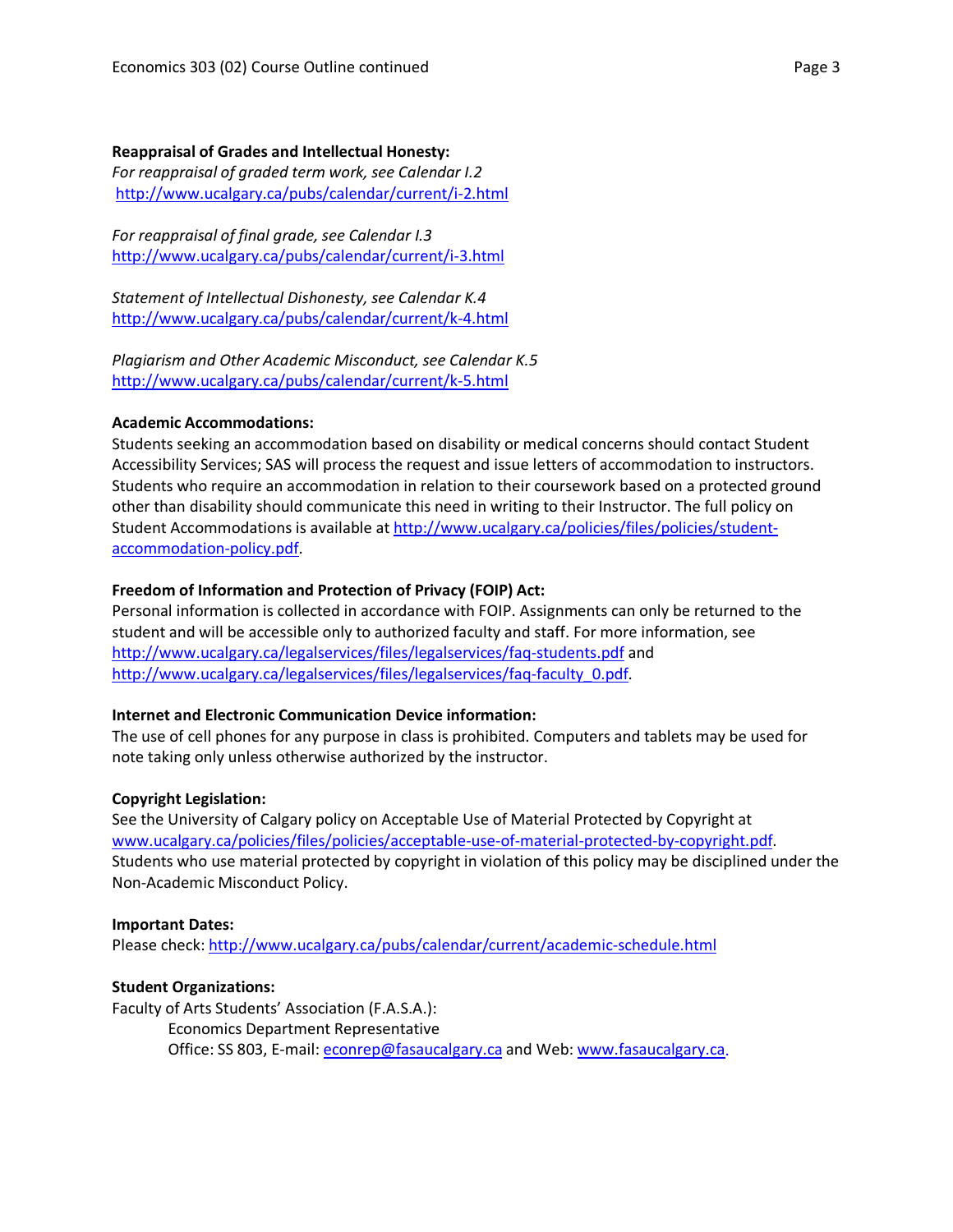**Reappraisal of Grades and Intellectual Honesty:**

*For reappraisal of graded term work, see Calendar I.2*
http://www.ucalgary.ca/pubs/calendar/current/i-2.html

*For reappraisal of final grade, see Calendar I.3*
http://www.ucalgary.ca/pubs/calendar/current/i-3.html

*Statement of Intellectual Dishonesty, see Calendar K.4*
http://www.ucalgary.ca/pubs/calendar/current/k-4.html

*Plagiarism and Other Academic Misconduct, see Calendar K.5*
http://www.ucalgary.ca/pubs/calendar/current/k-5.html

**Academic Accommodations:**

Students seeking an accommodation based on disability or medical concerns should contact Student Accessibility Services; SAS will process the request and issue letters of accommodation to instructors. Students who require an accommodation in relation to their coursework based on a protected ground other than disability should communicate this need in writing to their Instructor. The full policy on Student Accommodations is available at http://www.ucalgary.ca/policies/files/policies/student-accommodation-policy.pdf.

**Freedom of Information and Protection of Privacy (FOIP) Act:**

Personal information is collected in accordance with FOIP. Assignments can only be returned to the student and will be accessible only to authorized faculty and staff. For more information, see http://www.ucalgary.ca/legalservices/files/legalservices/faq-students.pdf and http://www.ucalgary.ca/legalservices/files/legalservices/faq-faculty_0.pdf.

**Internet and Electronic Communication Device information:**

The use of cell phones for any purpose in class is prohibited. Computers and tablets may be used for note taking only unless otherwise authorized by the instructor.

**Copyright Legislation:**

See the University of Calgary policy on Acceptable Use of Material Protected by Copyright at www.ucalgary.ca/policies/files/policies/acceptable-use-of-material-protected-by-copyright.pdf. Students who use material protected by copyright in violation of this policy may be disciplined under the Non-Academic Misconduct Policy.

**Important Dates:**

Please check: http://www.ucalgary.ca/pubs/calendar/current/academic-schedule.html

**Student Organizations:**

Faculty of Arts Students' Association (F.A.S.A.):

Economics Department Representative
Office: SS 803, E-mail: econrep@fasaucalgary.ca and Web: www.fasaucalgary.ca.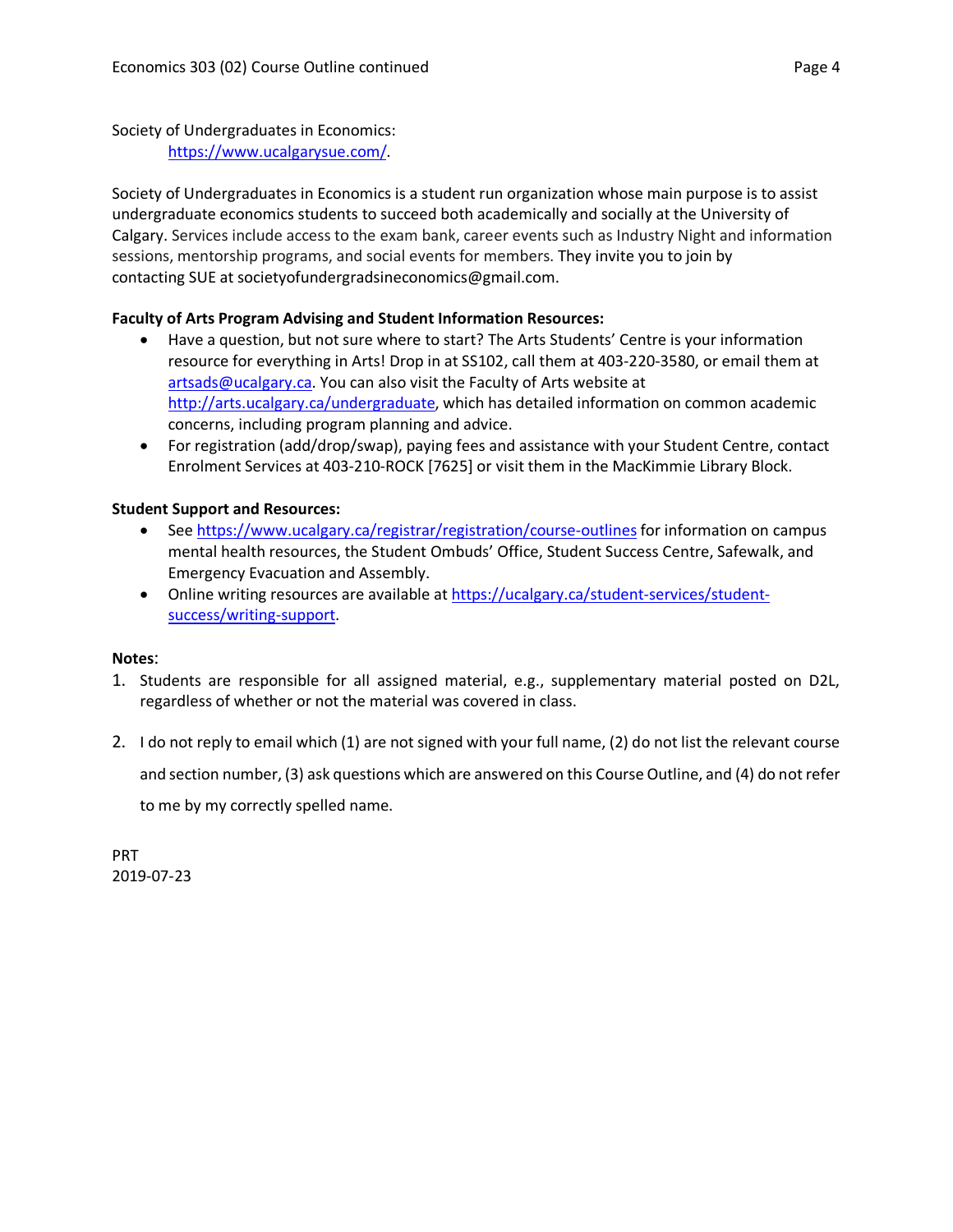Society of Undergraduates in Economics:
https://www.ucalgarysue.com/.

Society of Undergraduates in Economics is a student run organization whose main purpose is to assist undergraduate economics students to succeed both academically and socially at the University of Calgary. Services include access to the exam bank, career events such as Industry Night and information sessions, mentorship programs, and social events for members. They invite you to join by contacting SUE at societyofundergradsineconomics@gmail.com.

**Faculty of Arts Program Advising and Student Information Resources:**

- Have a question, but not sure where to start? The Arts Students' Centre is your information resource for everything in Arts! Drop in at SS102, call them at 403-220-3580, or email them at artsads@ucalgary.ca. You can also visit the Faculty of Arts website at http://arts.ucalgary.ca/undergraduate, which has detailed information on common academic concerns, including program planning and advice.
- For registration (add/drop/swap), paying fees and assistance with your Student Centre, contact Enrolment Services at 403-210-ROCK [7625] or visit them in the MacKimmie Library Block.

**Student Support and Resources:**

- See https://www.ucalgary.ca/registrar/registration/course-outlines for information on campus mental health resources, the Student Ombuds' Office, Student Success Centre, Safewalk, and Emergency Evacuation and Assembly.
- Online writing resources are available at https://ucalgary.ca/student-services/student-success/writing-support.

**Notes**:

1. Students are responsible for all assigned material, e.g., supplementary material posted on D2L, regardless of whether or not the material was covered in class.

2. I do not reply to email which (1) are not signed with your full name, (2) do not list the relevant course and section number, (3) ask questions which are answered on this Course Outline, and (4) do not refer to me by my correctly spelled name.

PRT
2019-07-23